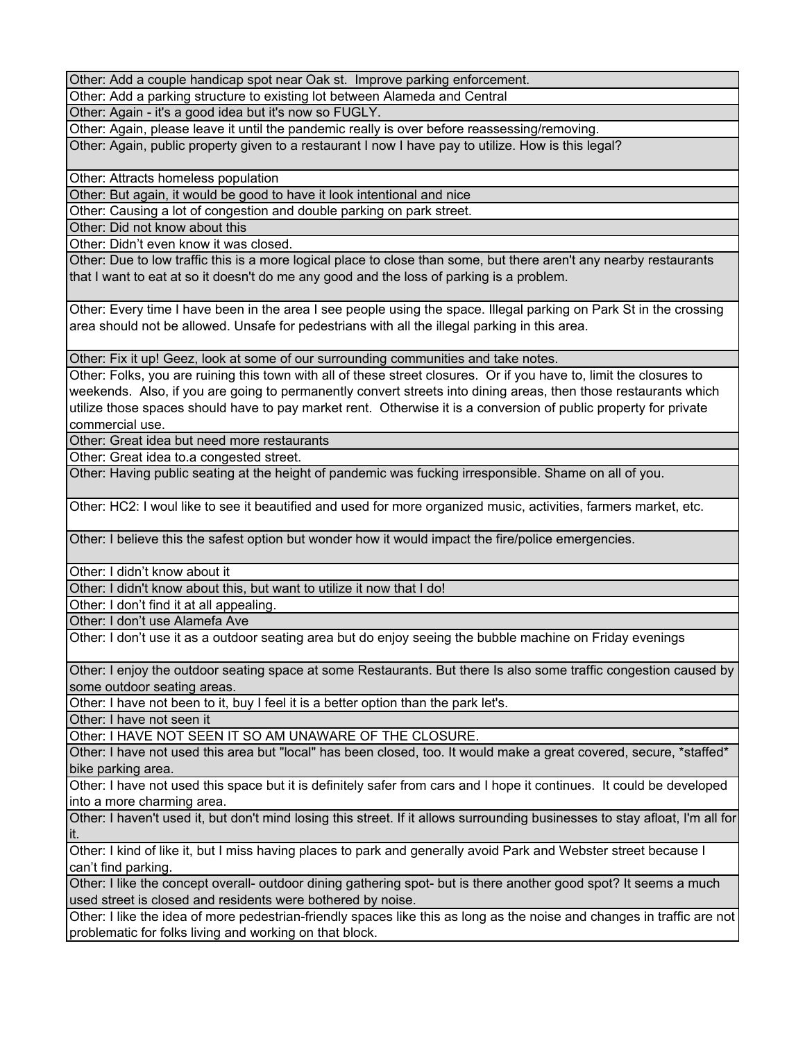| |
|---|
| Other: Add a couple handicap spot near Oak st.  Improve parking enforcement. |
| Other: Add a parking structure to existing lot between Alameda and Central |
| Other: Again - it's a good idea but it's now so FUGLY. |
| Other: Again, please leave it until the pandemic really is over before reassessing/removing. |
| Other: Again, public property given to a restaurant I now I have pay to utilize. How is this legal? |
| Other: Attracts homeless population |
| Other: But again, it would be good to have it look intentional and nice |
| Other: Causing a lot of congestion and double parking on park street. |
| Other: Did not know about this |
| Other: Didn't even know it was closed. |
| Other: Due to low traffic this is a more logical place to close than some, but there aren't any nearby restaurants that I want to eat at so it doesn't do me any good and the loss of parking is a problem. |
| Other: Every time I have been in the area I see people using the space. Illegal parking on Park St in the crossing area should not be allowed. Unsafe for pedestrians with all the illegal parking in this area. |
| Other: Fix it up! Geez, look at some of our surrounding communities and take notes. |
| Other: Folks, you are ruining this town with all of these street closures.  Or if you have to, limit the closures to weekends.  Also, if you are going to permanently convert streets into dining areas, then those restaurants which utilize those spaces should have to pay market rent.  Otherwise it is a conversion of public property for private commercial use. |
| Other: Great idea but need more restaurants |
| Other: Great idea to.a congested street. |
| Other: Having public seating at the height of pandemic was fucking irresponsible. Shame on all of you. |
| Other: HC2: I woul like to see it beautified and used for more organized music, activities, farmers market, etc. |
| Other: I believe this the safest option but wonder how it would impact the fire/police emergencies. |
| Other: I didn't know about it |
| Other: I didn't know about this, but want to utilize it now that I do! |
| Other: I don't find it at all appealing. |
| Other: I don't use Alamefa Ave |
| Other: I don't use it as a outdoor seating area but do enjoy seeing the bubble machine on Friday evenings |
| Other: I enjoy the outdoor seating space at some Restaurants. But there Is also some traffic congestion caused by some outdoor seating areas. |
| Other: I have not been to it, buy I feel it is a better option than the park let's. |
| Other: I have not seen it |
| Other: I HAVE NOT SEEN IT SO AM UNAWARE OF THE CLOSURE. |
| Other: I have not used this area but "local" has been closed, too. It would make a great covered, secure, *staffed* bike parking area. |
| Other: I have not used this space but it is definitely safer from cars and I hope it continues.  It could be developed into a more charming area. |
| Other: I haven't used it, but don't mind losing this street. If it allows surrounding businesses to stay afloat, I'm all for it. |
| Other: I kind of like it, but I miss having places to park and generally avoid Park and Webster street because I can't find parking. |
| Other: I like the concept overall- outdoor dining gathering spot- but is there another good spot? It seems a much used street is closed and residents were bothered by noise. |
| Other: I like the idea of more pedestrian-friendly spaces like this as long as the noise and changes in traffic are not problematic for folks living and working on that block. |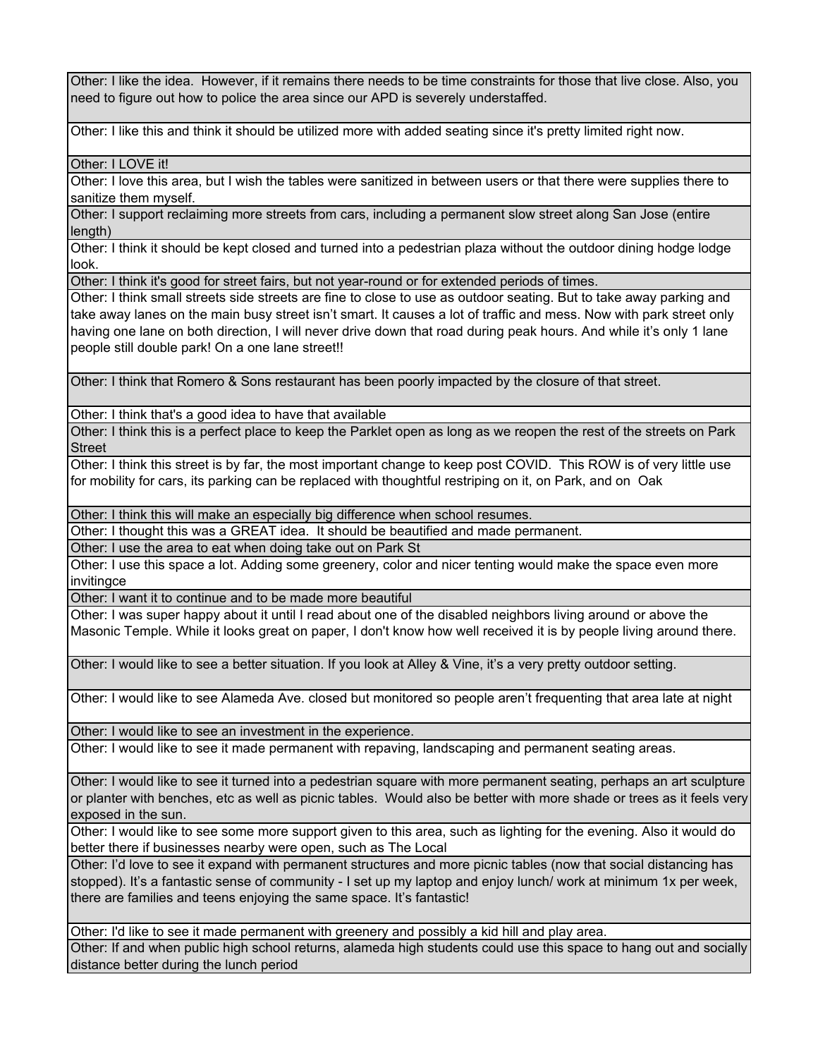| |
|---|
| Other: I like the idea. However, if it remains there needs to be time constraints for those that live close. Also, you need to figure out how to police the area since our APD is severely understaffed. |
| Other: I like this and think it should be utilized more with added seating since it's pretty limited right now. |
| Other: I LOVE it! |
| Other: I love this area, but I wish the tables were sanitized in between users or that there were supplies there to sanitize them myself. |
| Other: I support reclaiming more streets from cars, including a permanent slow street along San Jose (entire length) |
| Other: I think it should be kept closed and turned into a pedestrian plaza without the outdoor dining hodge lodge look. |
| Other: I think it's good for street fairs, but not year-round or for extended periods of times. |
| Other: I think small streets side streets are fine to close to use as outdoor seating. But to take away parking and take away lanes on the main busy street isn't smart. It causes a lot of traffic and mess. Now with park street only having one lane on both direction, I will never drive down that road during peak hours. And while it's only 1 lane people still double park! On a one lane street!! |
| Other: I think that Romero & Sons restaurant has been poorly impacted by the closure of that street. |
| Other: I think that's a good idea to have that available |
| Other: I think this is a perfect place to keep the Parklet open as long as we reopen the rest of the streets on Park Street |
| Other: I think this street is by far, the most important change to keep post COVID. This ROW is of very little use for mobility for cars, its parking can be replaced with thoughtful restriping on it, on Park, and on Oak |
| Other: I think this will make an especially big difference when school resumes. |
| Other: I thought this was a GREAT idea. It should be beautified and made permanent. |
| Other: I use the area to eat when doing take out on Park St |
| Other: I use this space a lot. Adding some greenery, color and nicer tenting would make the space even more invitingce |
| Other: I want it to continue and to be made more beautiful |
| Other: I was super happy about it until I read about one of the disabled neighbors living around or above the Masonic Temple. While it looks great on paper, I don't know how well received it is by people living around there. |
| Other: I would like to see a better situation. If you look at Alley & Vine, it's a very pretty outdoor setting. |
| Other: I would like to see Alameda Ave. closed but monitored so people aren't frequenting that area late at night |
| Other: I would like to see an investment in the experience. |
| Other: I would like to see it made permanent with repaving, landscaping and permanent seating areas. |
| Other: I would like to see it turned into a pedestrian square with more permanent seating, perhaps an art sculpture or planter with benches, etc as well as picnic tables. Would also be better with more shade or trees as it feels very exposed in the sun. |
| Other: I would like to see some more support given to this area, such as lighting for the evening. Also it would do better there if businesses nearby were open, such as The Local |
| Other: I'd love to see it expand with permanent structures and more picnic tables (now that social distancing has stopped). It's a fantastic sense of community - I set up my laptop and enjoy lunch/ work at minimum 1x per week, there are families and teens enjoying the same space. It's fantastic! |
| Other: I'd like to see it made permanent with greenery and possibly a kid hill and play area. |
| Other: If and when public high school returns, alameda high students could use this space to hang out and socially distance better during the lunch period |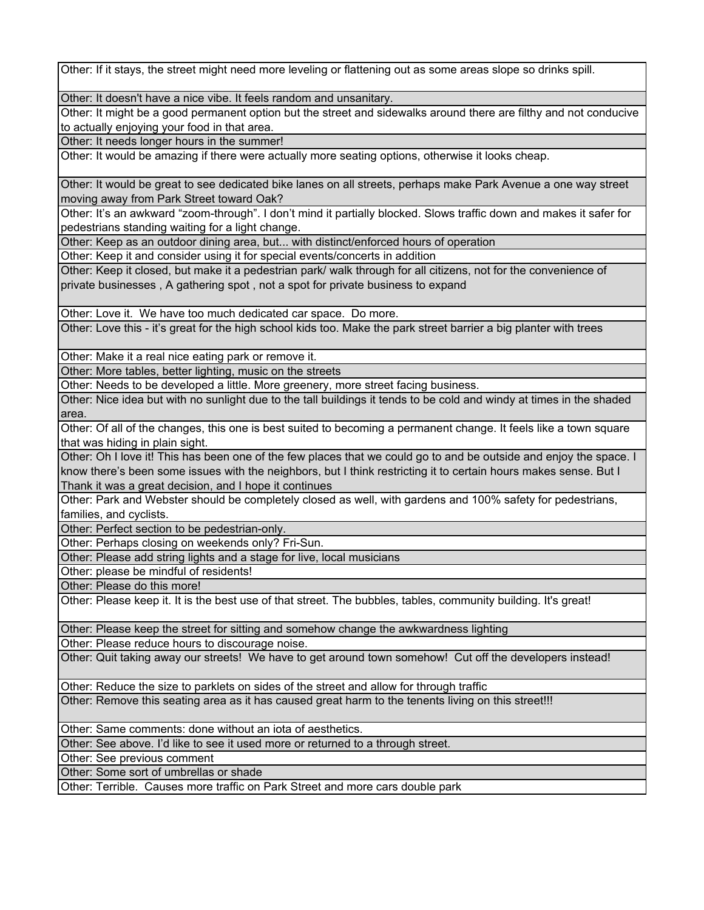| |
|---|
| Other: If it stays, the street might need more leveling or flattening out as some areas slope so drinks spill. |
| Other: It doesn't have a nice vibe. It feels random and unsanitary. |
| Other: It might be a good permanent option but the street and sidewalks around there are filthy and not conducive to actually enjoying your food in that area. |
| Other: It needs longer hours in the summer! |
| Other: It would be amazing if there were actually more seating options, otherwise it looks cheap. |
| Other: It would be great to see dedicated bike lanes on all streets, perhaps make Park Avenue a one way street moving away from Park Street toward Oak? |
| Other: It's an awkward "zoom-through". I don't mind it partially blocked. Slows traffic down and makes it safer for pedestrians standing waiting for a light change. |
| Other: Keep as an outdoor dining area, but... with distinct/enforced hours of operation |
| Other: Keep it and consider using it for special events/concerts in addition |
| Other: Keep it closed, but make it a pedestrian park/ walk through for all citizens, not for the convenience of private businesses , A gathering spot , not a spot for private business to expand |
| Other: Love it. We have too much dedicated car space. Do more. |
| Other: Love this - it's great for the high school kids too. Make the park street barrier a big planter with trees |
| Other: Make it a real nice eating park or remove it. |
| Other: More tables, better lighting, music on the streets |
| Other: Needs to be developed a little. More greenery, more street facing business. |
| Other: Nice idea but with no sunlight due to the tall buildings it tends to be cold and windy at times in the shaded area. |
| Other: Of all of the changes, this one is best suited to becoming a permanent change. It feels like a town square that was hiding in plain sight. |
| Other: Oh I love it! This has been one of the few places that we could go to and be outside and enjoy the space. I know there's been some issues with the neighbors, but I think restricting it to certain hours makes sense. But I Thank it was a great decision, and I hope it continues |
| Other: Park and Webster should be completely closed as well, with gardens and 100% safety for pedestrians, families, and cyclists. |
| Other: Perfect section to be pedestrian-only. |
| Other: Perhaps closing on weekends only? Fri-Sun. |
| Other: Please add string lights and a stage for live, local musicians |
| Other: please be mindful of residents! |
| Other: Please do this more! |
| Other: Please keep it. It is the best use of that street. The bubbles, tables, community building. It's great! |
| Other: Please keep the street for sitting and somehow change the awkwardness lighting |
| Other: Please reduce hours to discourage noise. |
| Other: Quit taking away our streets! We have to get around town somehow! Cut off the developers instead! |
| Other: Reduce the size to parklets on sides of the street and allow for through traffic |
| Other: Remove this seating area as it has caused great harm to the tenents living on this street!!! |
| Other: Same comments: done without an iota of aesthetics. |
| Other: See above. I'd like to see it used more or returned to a through street. |
| Other: See previous comment |
| Other: Some sort of umbrellas or shade |
| Other: Terrible. Causes more traffic on Park Street and more cars double park |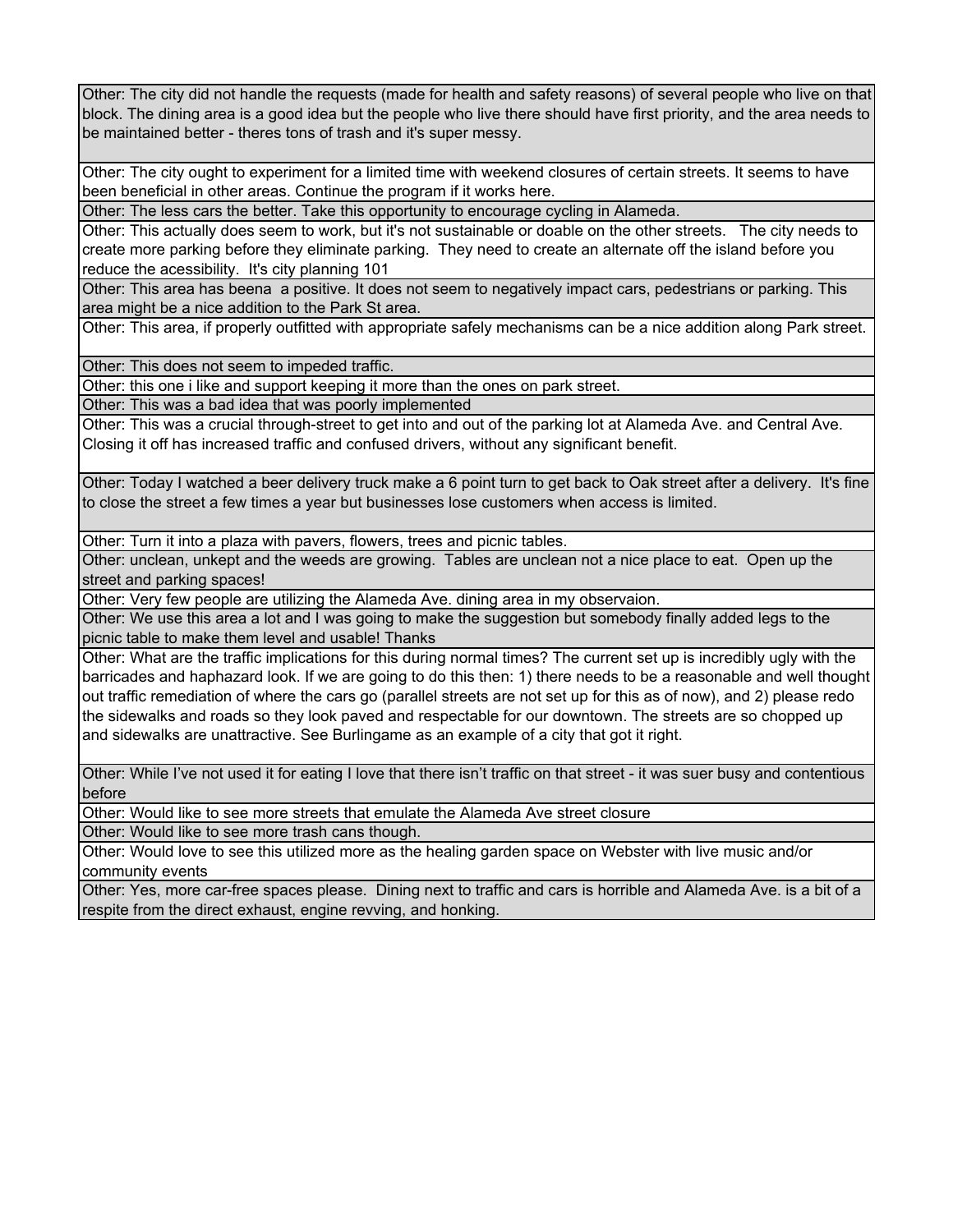| |
|---|
| Other: The city did not handle the requests (made for health and safety reasons) of several people who live on that block. The dining area is a good idea but the people who live there should have first priority, and the area needs to be maintained better - theres tons of trash and it's super messy. |
| Other: The city ought to experiment for a limited time with weekend closures of certain streets. It seems to have been beneficial in other areas. Continue the program if it works here. |
| Other: The less cars the better. Take this opportunity to encourage cycling in Alameda. |
| Other: This actually does seem to work, but it's not sustainable or doable on the other streets. The city needs to create more parking before they eliminate parking. They need to create an alternate off the island before you reduce the acessibility. It's city planning 101 |
| Other: This area has beena a positive. It does not seem to negatively impact cars, pedestrians or parking. This area might be a nice addition to the Park St area. |
| Other: This area, if properly outfitted with appropriate safely mechanisms can be a nice addition along Park street. |
| Other: This does not seem to impeded traffic. |
| Other: this one i like and support keeping it more than the ones on park street. |
| Other: This was a bad idea that was poorly implemented |
| Other: This was a crucial through-street to get into and out of the parking lot at Alameda Ave. and Central Ave. Closing it off has increased traffic and confused drivers, without any significant benefit. |
| Other: Today I watched a beer delivery truck make a 6 point turn to get back to Oak street after a delivery. It's fine to close the street a few times a year but businesses lose customers when access is limited. |
| Other: Turn it into a plaza with pavers, flowers, trees and picnic tables. |
| Other: unclean, unkept and the weeds are growing. Tables are unclean not a nice place to eat. Open up the street and parking spaces! |
| Other: Very few people are utilizing the Alameda Ave. dining area in my observaion. |
| Other: We use this area a lot and I was going to make the suggestion but somebody finally added legs to the picnic table to make them level and usable! Thanks |
| Other: What are the traffic implications for this during normal times? The current set up is incredibly ugly with the barricades and haphazard look. If we are going to do this then: 1) there needs to be a reasonable and well thought out traffic remediation of where the cars go (parallel streets are not set up for this as of now), and 2) please redo the sidewalks and roads so they look paved and respectable for our downtown. The streets are so chopped up and sidewalks are unattractive. See Burlingame as an example of a city that got it right. |
| Other: While I've not used it for eating I love that there isn't traffic on that street - it was suer busy and contentious before |
| Other: Would like to see more streets that emulate the Alameda Ave street closure |
| Other: Would like to see more trash cans though. |
| Other: Would love to see this utilized more as the healing garden space on Webster with live music and/or community events |
| Other: Yes, more car-free spaces please. Dining next to traffic and cars is horrible and Alameda Ave. is a bit of a respite from the direct exhaust, engine revving, and honking. |